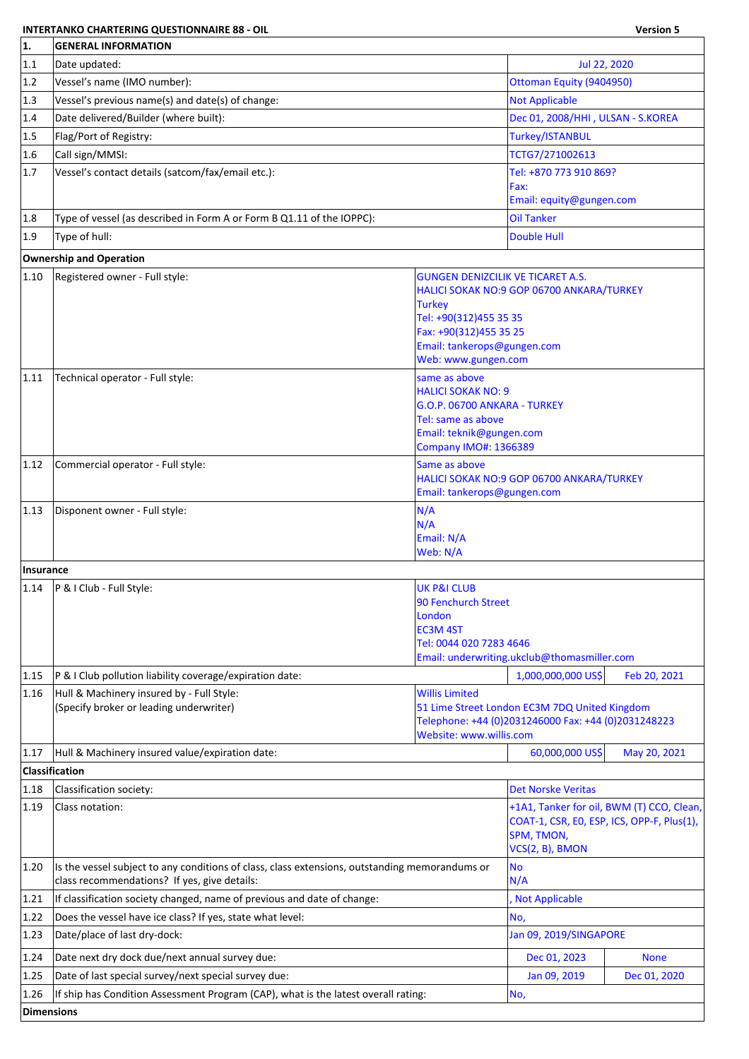**INTERTANKO CHARTERING QUESTIONNAIRE 88 - OIL** — Version 5

| 1. | GENERAL INFORMATION | | |
|---|---|---|---|
| 1.1 | Date updated: | Jul 22, 2020 | |
| 1.2 | Vessel's name (IMO number): | Ottoman Equity (9404950) | |
| 1.3 | Vessel's previous name(s) and date(s) of change: | Not Applicable | |
| 1.4 | Date delivered/Builder (where built): | Dec 01, 2008/HHI , ULSAN - S.KOREA | |
| 1.5 | Flag/Port of Registry: | Turkey/ISTANBUL | |
| 1.6 | Call sign/MMSI: | TCTG7/271002613 | |
| 1.7 | Vessel's contact details (satcom/fax/email etc.): | Tel: +870 773 910 869?<br>Fax:<br>Email: equity@gungen.com | |
| 1.8 | Type of vessel (as described in Form A or Form B Q1.11 of the IOPPC): | Oil Tanker | |
| 1.9 | Type of hull: | Double Hull | |
| **Ownership and Operation** | | | |
| 1.10 | Registered owner - Full style: | GUNGEN DENIZCILIK VE TICARET A.S.<br>HALICI SOKAK NO:9 GOP 06700 ANKARA/TURKEY<br>Turkey<br>Tel: +90(312)455 35 35<br>Fax: +90(312)455 35 25<br>Email: tankerops@gungen.com<br>Web: www.gungen.com | |
| 1.11 | Technical operator - Full style: | same as above<br>HALICI SOKAK NO: 9<br>G.O.P. 06700 ANKARA - TURKEY<br>Tel: same as above<br>Email: teknik@gungen.com<br>Company IMO#: 1366389 | |
| 1.12 | Commercial operator - Full style: | Same as above<br>HALICI SOKAK NO:9 GOP 06700 ANKARA/TURKEY<br>Email: tankerops@gungen.com | |
| 1.13 | Disponent owner - Full style: | N/A<br>N/A<br>Email: N/A<br>Web: N/A | |
| **Insurance** | | | |
| 1.14 | P & I Club - Full Style: | UK P&I CLUB<br>90 Fenchurch Street<br>London<br>EC3M 4ST<br>Tel: 0044 020 7283 4646<br>Email: underwriting.ukclub@thomasmiller.com | |
| 1.15 | P & I Club pollution liability coverage/expiration date: | 1,000,000,000 US$ | Feb 20, 2021 |
| 1.16 | Hull & Machinery insured by - Full Style:<br>(Specify broker or leading underwriter) | Willis Limited<br>51 Lime Street London EC3M 7DQ United Kingdom<br>Telephone: +44 (0)2031246000 Fax: +44 (0)2031248223<br>Website: www.willis.com | |
| 1.17 | Hull & Machinery insured value/expiration date: | 60,000,000 US$ | May 20, 2021 |
| **Classification** | | | |
| 1.18 | Classification society: | Det Norske Veritas | |
| 1.19 | Class notation: | +1A1, Tanker for oil, BWM (T) CCO, Clean, COAT-1, CSR, E0, ESP, ICS, OPP-F, Plus(1), SPM, TMON,<br>VCS(2, B), BMON | |
| 1.20 | Is the vessel subject to any conditions of class, class extensions, outstanding memorandums or class recommendations? If yes, give details: | No<br>N/A | |
| 1.21 | If classification society changed, name of previous and date of change: | , Not Applicable | |
| 1.22 | Does the vessel have ice class? If yes, state what level: | No, | |
| 1.23 | Date/place of last dry-dock: | Jan 09, 2019/SINGAPORE | |
| 1.24 | Date next dry dock due/next annual survey due: | Dec 01, 2023 | None |
| 1.25 | Date of last special survey/next special survey due: | Jan 09, 2019 | Dec 01, 2020 |
| 1.26 | If ship has Condition Assessment Program (CAP), what is the latest overall rating: | No, | |
| **Dimensions** | | | |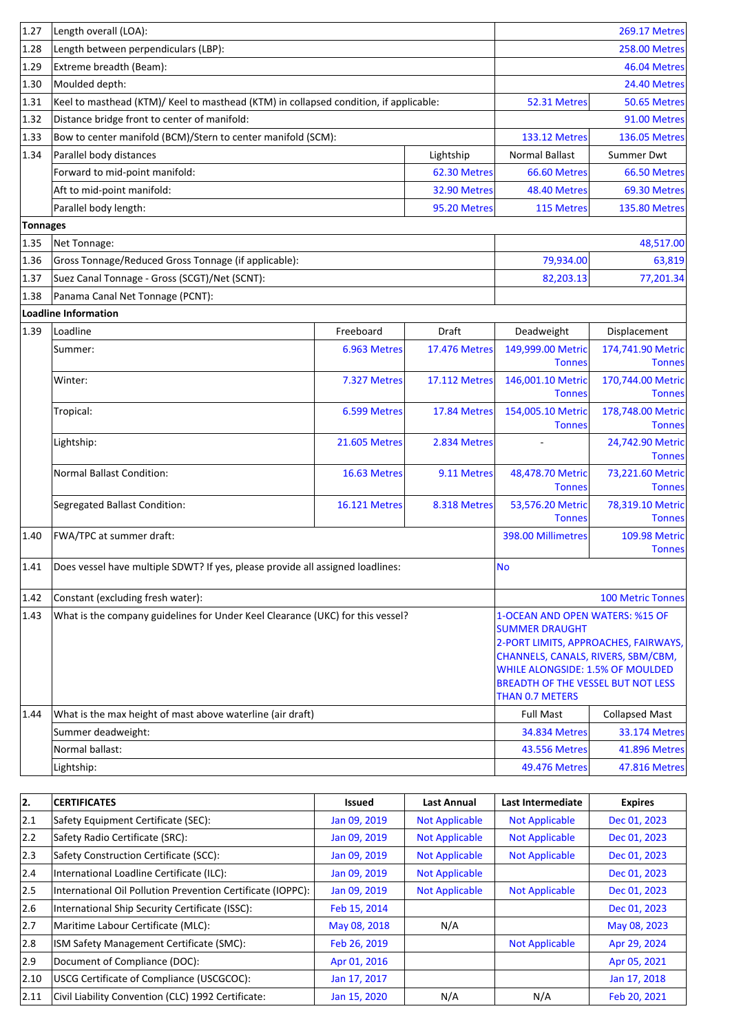| | | | | | |
|---|---|---|---|---|---|
| 1.27 | Length overall (LOA): | | | | 269.17 Metres |
| 1.28 | Length between perpendiculars (LBP): | | | | 258.00 Metres |
| 1.29 | Extreme breadth (Beam): | | | | 46.04 Metres |
| 1.30 | Moulded depth: | | | | 24.40 Metres |
| 1.31 | Keel to masthead (KTM)/ Keel to masthead (KTM) in collapsed condition, if applicable: | | | 52.31 Metres | 50.65 Metres |
| 1.32 | Distance bridge front to center of manifold: | | | | 91.00 Metres |
| 1.33 | Bow to center manifold (BCM)/Stern to center manifold (SCM): | | | 133.12 Metres | 136.05 Metres |
| 1.34 | Parallel body distances | | Lightship | Normal Ballast | Summer Dwt |
| | Forward to mid-point manifold: | | 62.30 Metres | 66.60 Metres | 66.50 Metres |
| | Aft to mid-point manifold: | | 32.90 Metres | 48.40 Metres | 69.30 Metres |
| | Parallel body length: | | 95.20 Metres | 115 Metres | 135.80 Metres |
| **Tonnages** | | | | | |
| 1.35 | Net Tonnage: | | | | 48,517.00 |
| 1.36 | Gross Tonnage/Reduced Gross Tonnage (if applicable): | | | 79,934.00 | 63,819 |
| 1.37 | Suez Canal Tonnage - Gross (SCGT)/Net (SCNT): | | | 82,203.13 | 77,201.34 |
| 1.38 | Panama Canal Net Tonnage (PCNT): | | | | |
| **Loadline Information** | | | | | |
| 1.39 | Loadline | Freeboard | Draft | Deadweight | Displacement |
| | Summer: | 6.963 Metres | 17.476 Metres | 149,999.00 Metric Tonnes | 174,741.90 Metric Tonnes |
| | Winter: | 7.327 Metres | 17.112 Metres | 146,001.10 Metric Tonnes | 170,744.00 Metric Tonnes |
| | Tropical: | 6.599 Metres | 17.84 Metres | 154,005.10 Metric Tonnes | 178,748.00 Metric Tonnes |
| | Lightship: | 21.605 Metres | 2.834 Metres | - | 24,742.90 Metric Tonnes |
| | Normal Ballast Condition: | 16.63 Metres | 9.11 Metres | 48,478.70 Metric Tonnes | 73,221.60 Metric Tonnes |
| | Segregated Ballast Condition: | 16.121 Metres | 8.318 Metres | 53,576.20 Metric Tonnes | 78,319.10 Metric Tonnes |
| 1.40 | FWA/TPC at summer draft: | | | 398.00 Millimetres | 109.98 Metric Tonnes |
| 1.41 | Does vessel have multiple SDWT? If yes, please provide all assigned loadlines: | | | No | |
| 1.42 | Constant (excluding fresh water): | | | | 100 Metric Tonnes |
| 1.43 | What is the company guidelines for Under Keel Clearance (UKC) for this vessel? | | | 1-OCEAN AND OPEN WATERS: %15 OF SUMMER DRAUGHT 2-PORT LIMITS, APPROACHES, FAIRWAYS, CHANNELS, CANALS, RIVERS, SBM/CBM, WHILE ALONGSIDE: 1.5% OF MOULDED BREADTH OF THE VESSEL BUT NOT LESS THAN 0.7 METERS | |
| 1.44 | What is the max height of mast above waterline (air draft) | | | Full Mast | Collapsed Mast |
| | Summer deadweight: | | | 34.834 Metres | 33.174 Metres |
| | Normal ballast: | | | 43.556 Metres | 41.896 Metres |
| | Lightship: | | | 49.476 Metres | 47.816 Metres |

| 2. | CERTIFICATES | Issued | Last Annual | Last Intermediate | Expires |
|---|---|---|---|---|---|
| 2.1 | Safety Equipment Certificate (SEC): | Jan 09, 2019 | Not Applicable | Not Applicable | Dec 01, 2023 |
| 2.2 | Safety Radio Certificate (SRC): | Jan 09, 2019 | Not Applicable | Not Applicable | Dec 01, 2023 |
| 2.3 | Safety Construction Certificate (SCC): | Jan 09, 2019 | Not Applicable | Not Applicable | Dec 01, 2023 |
| 2.4 | International Loadline Certificate (ILC): | Jan 09, 2019 | Not Applicable | | Dec 01, 2023 |
| 2.5 | International Oil Pollution Prevention Certificate (IOPPC): | Jan 09, 2019 | Not Applicable | Not Applicable | Dec 01, 2023 |
| 2.6 | International Ship Security Certificate (ISSC): | Feb 15, 2014 | | | Dec 01, 2023 |
| 2.7 | Maritime Labour Certificate (MLC): | May 08, 2018 | N/A | | May 08, 2023 |
| 2.8 | ISM Safety Management Certificate (SMC): | Feb 26, 2019 | | Not Applicable | Apr 29, 2024 |
| 2.9 | Document of Compliance (DOC): | Apr 01, 2016 | | | Apr 05, 2021 |
| 2.10 | USCG Certificate of Compliance (USCGCOC): | Jan 17, 2017 | | | Jan 17, 2018 |
| 2.11 | Civil Liability Convention (CLC) 1992 Certificate: | Jan 15, 2020 | N/A | N/A | Feb 20, 2021 |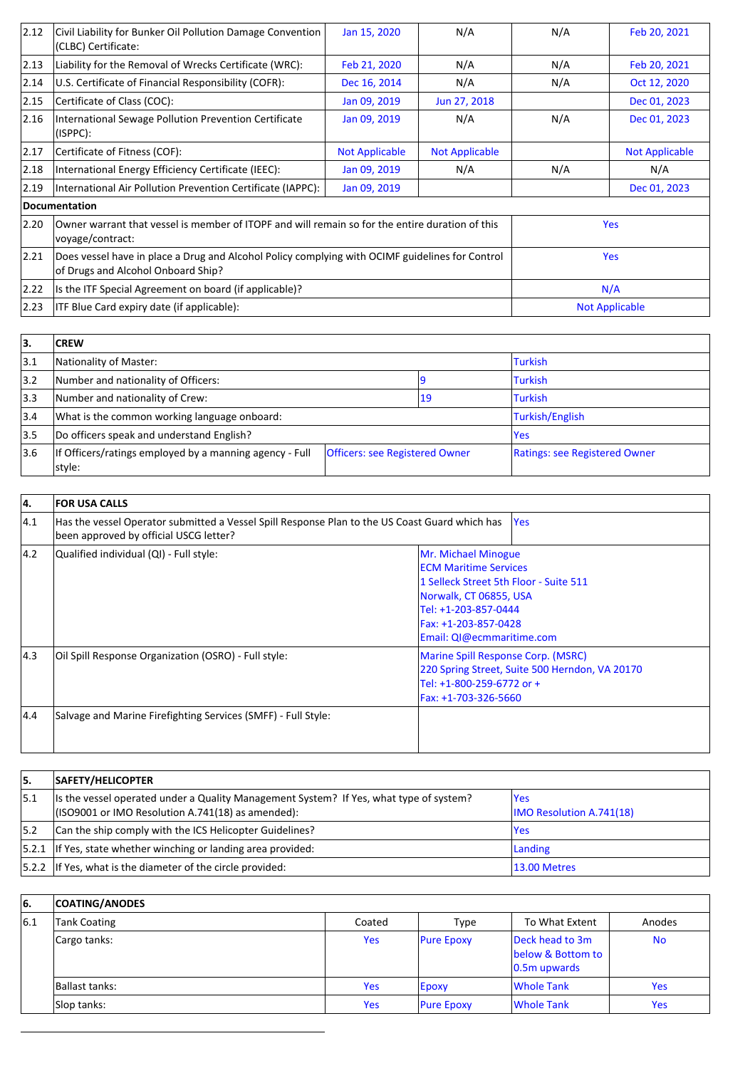| | | | | | |
|---|---|---|---|---|---|
| 2.12 | Civil Liability for Bunker Oil Pollution Damage Convention (CLBC) Certificate: | Jan 15, 2020 | N/A | N/A | Feb 20, 2021 |
| 2.13 | Liability for the Removal of Wrecks Certificate (WRC): | Feb 21, 2020 | N/A | N/A | Feb 20, 2021 |
| 2.14 | U.S. Certificate of Financial Responsibility (COFR): | Dec 16, 2014 | N/A | N/A | Oct 12, 2020 |
| 2.15 | Certificate of Class (COC): | Jan 09, 2019 | Jun 27, 2018 | | Dec 01, 2023 |
| 2.16 | International Sewage Pollution Prevention Certificate (ISPPC): | Jan 09, 2019 | N/A | N/A | Dec 01, 2023 |
| 2.17 | Certificate of Fitness (COF): | Not Applicable | Not Applicable | | Not Applicable |
| 2.18 | International Energy Efficiency Certificate (IEEC): | Jan 09, 2019 | N/A | N/A | N/A |
| 2.19 | International Air Pollution Prevention Certificate (IAPPC): | Jan 09, 2019 | | | Dec 01, 2023 |
| **Documentation** | | | | | |
| 2.20 | Owner warrant that vessel is member of ITOPF and will remain so for the entire duration of this voyage/contract: | | | Yes | |
| 2.21 | Does vessel have in place a Drug and Alcohol Policy complying with OCIMF guidelines for Control of Drugs and Alcohol Onboard Ship? | | | Yes | |
| 2.22 | Is the ITF Special Agreement on board (if applicable)? | | | N/A | |
| 2.23 | ITF Blue Card expiry date (if applicable): | | | Not Applicable | |

| **3.** | **CREW** | | | |
|---|---|---|---|---|
| 3.1 | Nationality of Master: | | | Turkish |
| 3.2 | Number and nationality of Officers: | | 9 | Turkish |
| 3.3 | Number and nationality of Crew: | | 19 | Turkish |
| 3.4 | What is the common working language onboard: | | | Turkish/English |
| 3.5 | Do officers speak and understand English? | | | Yes |
| 3.6 | If Officers/ratings employed by a manning agency - Full style: | Officers: see Registered Owner | | Ratings: see Registered Owner |

| **4.** | **FOR USA CALLS** | |
|---|---|---|
| 4.1 | Has the vessel Operator submitted a Vessel Spill Response Plan to the US Coast Guard which has been approved by official USCG letter? | Yes |
| 4.2 | Qualified individual (QI) - Full style: | Mr. Michael Minogue<br>ECM Maritime Services<br>1 Selleck Street 5th Floor - Suite 511<br>Norwalk, CT 06855, USA<br>Tel: +1-203-857-0444<br>Fax: +1-203-857-0428<br>Email: QI@ecmmaritime.com |
| 4.3 | Oil Spill Response Organization (OSRO) - Full style: | Marine Spill Response Corp. (MSRC)<br>220 Spring Street, Suite 500 Herndon, VA 20170<br>Tel: +1-800-259-6772 or +<br>Fax: +1-703-326-5660 |
| 4.4 | Salvage and Marine Firefighting Services (SMFF) - Full Style: | |

| **5.** | **SAFETY/HELICOPTER** | |
|---|---|---|
| 5.1 | Is the vessel operated under a Quality Management System? If Yes, what type of system? (ISO9001 or IMO Resolution A.741(18) as amended): | Yes<br>IMO Resolution A.741(18) |
| 5.2 | Can the ship comply with the ICS Helicopter Guidelines? | Yes |
| 5.2.1 | If Yes, state whether winching or landing area provided: | Landing |
| 5.2.2 | If Yes, what is the diameter of the circle provided: | 13.00 Metres |

| **6.** | **COATING/ANODES** | | | | |
|---|---|---|---|---|---|
| 6.1 | Tank Coating | Coated | Type | To What Extent | Anodes |
| | Cargo tanks: | Yes | Pure Epoxy | Deck head to 3m below & Bottom to 0.5m upwards | No |
| | Ballast tanks: | Yes | Epoxy | Whole Tank | Yes |
| | Slop tanks: | Yes | Pure Epoxy | Whole Tank | Yes |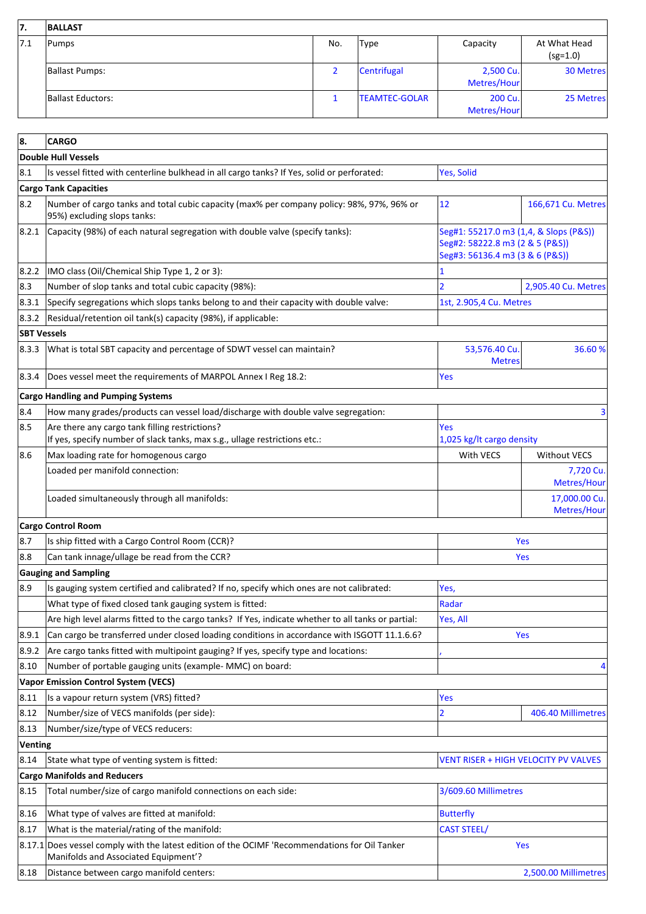| 7. | BALLAST | | | | |
|---|---|---|---|---|---|
| 7.1 | Pumps | No. | Type | Capacity | At What Head (sg=1.0) |
| | Ballast Pumps: | 2 | Centrifugal | 2,500 Cu. Metres/Hour | 30 Metres |
| | Ballast Eductors: | 1 | TEAMTEC-GOLAR | 200 Cu. Metres/Hour | 25 Metres |

| 8. | CARGO | | |
|---|---|---|---|
| **Double Hull Vessels** | | | |
| 8.1 | Is vessel fitted with centerline bulkhead in all cargo tanks? If Yes, solid or perforated: | Yes, Solid | |
| **Cargo Tank Capacities** | | | |
| 8.2 | Number of cargo tanks and total cubic capacity (max% per company policy: 98%, 97%, 96% or 95%) excluding slops tanks: | 12 | 166,671 Cu. Metres |
| 8.2.1 | Capacity (98%) of each natural segregation with double valve (specify tanks): | Seg#1: 55217.0 m3 (1,4, & Slops (P&S)) Seg#2: 58222.8 m3 (2 & 5 (P&S)) Seg#3: 56136.4 m3 (3 & 6 (P&S)) | |
| 8.2.2 | IMO class (Oil/Chemical Ship Type 1, 2 or 3): | 1 | |
| 8.3 | Number of slop tanks and total cubic capacity (98%): | 2 | 2,905.40 Cu. Metres |
| 8.3.1 | Specify segregations which slops tanks belong to and their capacity with double valve: | 1st, 2.905,4 Cu. Metres | |
| 8.3.2 | Residual/retention oil tank(s) capacity (98%), if applicable: | | |
| **SBT Vessels** | | | |
| 8.3.3 | What is total SBT capacity and percentage of SDWT vessel can maintain? | 53,576.40 Cu. Metres | 36.60 % |
| 8.3.4 | Does vessel meet the requirements of MARPOL Annex I Reg 18.2: | Yes | |
| **Cargo Handling and Pumping Systems** | | | |
| 8.4 | How many grades/products can vessel load/discharge with double valve segregation: | | 3 |
| 8.5 | Are there any cargo tank filling restrictions? If yes, specify number of slack tanks, max s.g., ullage restrictions etc.: | Yes 1,025 kg/lt cargo density | |
| 8.6 | Max loading rate for homogenous cargo | With VECS | Without VECS |
| | Loaded per manifold connection: | | 7,720 Cu. Metres/Hour |
| | Loaded simultaneously through all manifolds: | | 17,000.00 Cu. Metres/Hour |
| **Cargo Control Room** | | | |
| 8.7 | Is ship fitted with a Cargo Control Room (CCR)? | Yes | |
| 8.8 | Can tank innage/ullage be read from the CCR? | Yes | |
| **Gauging and Sampling** | | | |
| 8.9 | Is gauging system certified and calibrated? If no, specify which ones are not calibrated: | Yes, | |
| | What type of fixed closed tank gauging system is fitted: | Radar | |
| | Are high level alarms fitted to the cargo tanks? If Yes, indicate whether to all tanks or partial: | Yes, All | |
| 8.9.1 | Can cargo be transferred under closed loading conditions in accordance with ISGOTT 11.1.6.6? | Yes | |
| 8.9.2 | Are cargo tanks fitted with multipoint gauging? If yes, specify type and locations: | , | |
| 8.10 | Number of portable gauging units (example- MMC) on board: | | 4 |
| **Vapor Emission Control System (VECS)** | | | |
| 8.11 | Is a vapour return system (VRS) fitted? | Yes | |
| 8.12 | Number/size of VECS manifolds (per side): | 2 | 406.40 Millimetres |
| 8.13 | Number/size/type of VECS reducers: | | |
| **Venting** | | | |
| 8.14 | State what type of venting system is fitted: | VENT RISER + HIGH VELOCITY PV VALVES | |
| **Cargo Manifolds and Reducers** | | | |
| 8.15 | Total number/size of cargo manifold connections on each side: | 3/609.60 Millimetres | |
| 8.16 | What type of valves are fitted at manifold: | Butterfly | |
| 8.17 | What is the material/rating of the manifold: | CAST STEEL/ | |
| 8.17.1 | Does vessel comply with the latest edition of the OCIMF 'Recommendations for Oil Tanker Manifolds and Associated Equipment'? | Yes | |
| 8.18 | Distance between cargo manifold centers: | | 2,500.00 Millimetres |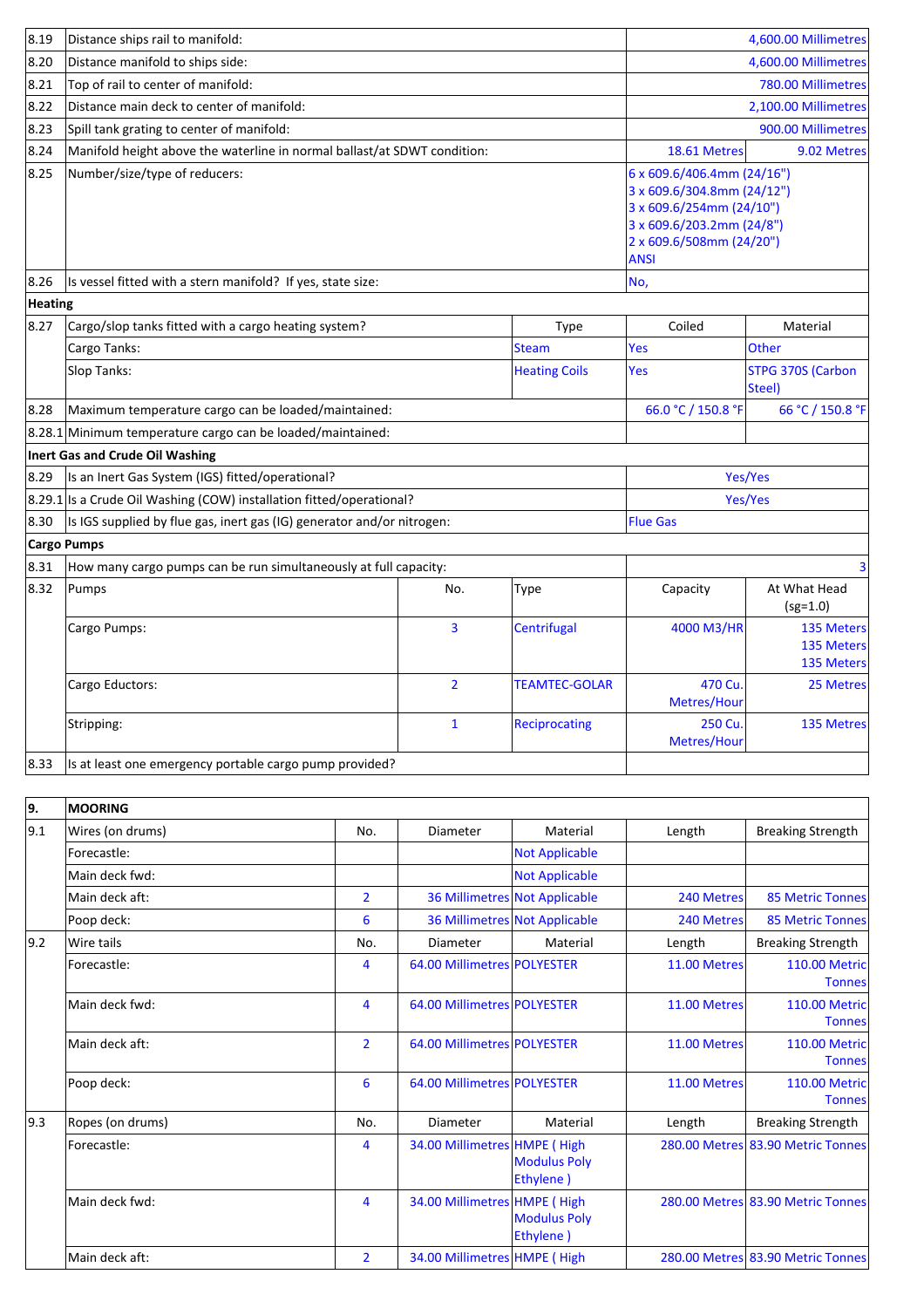| | | | | | |
|---|---|---|---|---|---|
| 8.19 | Distance ships rail to manifold: | | | | 4,600.00 Millimetres |
| 8.20 | Distance manifold to ships side: | | | | 4,600.00 Millimetres |
| 8.21 | Top of rail to center of manifold: | | | | 780.00 Millimetres |
| 8.22 | Distance main deck to center of manifold: | | | | 2,100.00 Millimetres |
| 8.23 | Spill tank grating to center of manifold: | | | | 900.00 Millimetres |
| 8.24 | Manifold height above the waterline in normal ballast/at SDWT condition: | | | 18.61 Metres | 9.02 Metres |
| 8.25 | Number/size/type of reducers: | | | 6 x 609.6/406.4mm (24/16")<br>3 x 609.6/304.8mm (24/12")<br>3 x 609.6/254mm (24/10")<br>3 x 609.6/203.2mm (24/8")<br>2 x 609.6/508mm (24/20")<br>ANSI | |
| 8.26 | Is vessel fitted with a stern manifold? If yes, state size: | | | No, | |
| **Heating** | | | | | |
| 8.27 | Cargo/slop tanks fitted with a cargo heating system? | | Type | Coiled | Material |
| | Cargo Tanks: | | Steam | Yes | Other |
| | Slop Tanks: | | Heating Coils | Yes | STPG 370S (Carbon Steel) |
| 8.28 | Maximum temperature cargo can be loaded/maintained: | | | 66.0 °C / 150.8 °F | 66 °C / 150.8 °F |
| 8.28.1 | Minimum temperature cargo can be loaded/maintained: | | | | |
| **Inert Gas and Crude Oil Washing** | | | | | |
| 8.29 | Is an Inert Gas System (IGS) fitted/operational? | | | Yes/Yes | |
| 8.29.1 | Is a Crude Oil Washing (COW) installation fitted/operational? | | | Yes/Yes | |
| 8.30 | Is IGS supplied by flue gas, inert gas (IG) generator and/or nitrogen: | | | Flue Gas | |
| **Cargo Pumps** | | | | | |
| 8.31 | How many cargo pumps can be run simultaneously at full capacity: | | | | 3 |
| 8.32 | Pumps | No. | Type | Capacity | At What Head (sg=1.0) |
| | Cargo Pumps: | 3 | Centrifugal | 4000 M3/HR | 135 Meters<br>135 Meters<br>135 Meters |
| | Cargo Eductors: | 2 | TEAMTEC-GOLAR | 470 Cu. Metres/Hour | 25 Metres |
| | Stripping: | 1 | Reciprocating | 250 Cu. Metres/Hour | 135 Metres |
| 8.33 | Is at least one emergency portable cargo pump provided? | | | | |

| 9. | MOORING | | | | | |
|---|---|---|---|---|---|---|
| 9.1 | Wires (on drums) | No. | Diameter | Material | Length | Breaking Strength |
| | Forecastle: | | | Not Applicable | | |
| | Main deck fwd: | | | Not Applicable | | |
| | Main deck aft: | 2 | 36 Millimetres | Not Applicable | 240 Metres | 85 Metric Tonnes |
| | Poop deck: | 6 | 36 Millimetres | Not Applicable | 240 Metres | 85 Metric Tonnes |
| 9.2 | Wire tails | No. | Diameter | Material | Length | Breaking Strength |
| | Forecastle: | 4 | 64.00 Millimetres | POLYESTER | 11.00 Metres | 110.00 Metric Tonnes |
| | Main deck fwd: | 4 | 64.00 Millimetres | POLYESTER | 11.00 Metres | 110.00 Metric Tonnes |
| | Main deck aft: | 2 | 64.00 Millimetres | POLYESTER | 11.00 Metres | 110.00 Metric Tonnes |
| | Poop deck: | 6 | 64.00 Millimetres | POLYESTER | 11.00 Metres | 110.00 Metric Tonnes |
| 9.3 | Ropes (on drums) | No. | Diameter | Material | Length | Breaking Strength |
| | Forecastle: | 4 | 34.00 Millimetres | HMPE ( High Modulus Poly Ethylene ) | 280.00 Metres | 83.90 Metric Tonnes |
| | Main deck fwd: | 4 | 34.00 Millimetres | HMPE ( High Modulus Poly Ethylene ) | 280.00 Metres | 83.90 Metric Tonnes |
| | Main deck aft: | 2 | 34.00 Millimetres | HMPE ( High | 280.00 Metres | 83.90 Metric Tonnes |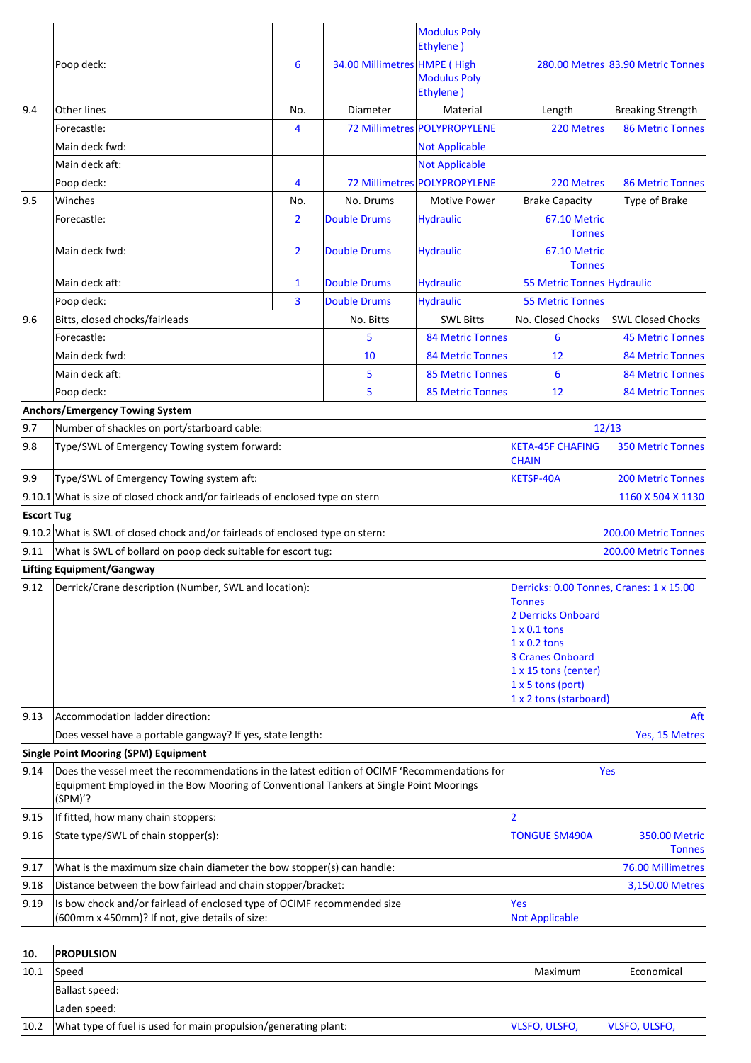| | | | | | | |
|---|---|---|---|---|---|---|
| | | | | Modulus Poly Ethylene ) | | |
| | Poop deck: | 6 | 34.00 Millimetres | HMPE ( High Modulus Poly Ethylene ) | 280.00 Metres | 83.90 Metric Tonnes |
| 9.4 | Other lines | No. | Diameter | Material | Length | Breaking Strength |
| | Forecastle: | 4 | 72 Millimetres | POLYPROPYLENE | 220 Metres | 86 Metric Tonnes |
| | Main deck fwd: | | | Not Applicable | | |
| | Main deck aft: | | | Not Applicable | | |
| | Poop deck: | 4 | 72 Millimetres | POLYPROPYLENE | 220 Metres | 86 Metric Tonnes |
| 9.5 | Winches | No. | No. Drums | Motive Power | Brake Capacity | Type of Brake |
| | Forecastle: | 2 | Double Drums | Hydraulic | 67.10 Metric Tonnes | |
| | Main deck fwd: | 2 | Double Drums | Hydraulic | 67.10 Metric Tonnes | |
| | Main deck aft: | 1 | Double Drums | Hydraulic | 55 Metric Tonnes | Hydraulic |
| | Poop deck: | 3 | Double Drums | Hydraulic | 55 Metric Tonnes | |
| 9.6 | Bitts, closed chocks/fairleads | | No. Bitts | SWL Bitts | No. Closed Chocks | SWL Closed Chocks |
| | Forecastle: | | 5 | 84 Metric Tonnes | 6 | 45 Metric Tonnes |
| | Main deck fwd: | | 10 | 84 Metric Tonnes | 12 | 84 Metric Tonnes |
| | Main deck aft: | | 5 | 85 Metric Tonnes | 6 | 84 Metric Tonnes |
| | Poop deck: | | 5 | 85 Metric Tonnes | 12 | 84 Metric Tonnes |
| **Anchors/Emergency Towing System** | | | | | | |
| 9.7 | Number of shackles on port/starboard cable: | | | | 12/13 | |
| 9.8 | Type/SWL of Emergency Towing system forward: | | | | KETA-45F CHAFING CHAIN | 350 Metric Tonnes |
| 9.9 | Type/SWL of Emergency Towing system aft: | | | | KETSP-40A | 200 Metric Tonnes |
| 9.10.1 | What is size of closed chock and/or fairleads of enclosed type on stern | | | | 1160 X 504 X 1130 | |
| **Escort Tug** | | | | | | |
| 9.10.2 | What is SWL of closed chock and/or fairleads of enclosed type on stern: | | | | 200.00 Metric Tonnes | |
| 9.11 | What is SWL of bollard on poop deck suitable for escort tug: | | | | 200.00 Metric Tonnes | |
| **Lifting Equipment/Gangway** | | | | | | |
| 9.12 | Derrick/Crane description (Number, SWL and location): | | | | Derricks: 0.00 Tonnes, Cranes: 1 x 15.00 Tonnes<br>2 Derricks Onboard<br>1 x 0.1 tons<br>1 x 0.2 tons<br>3 Cranes Onboard<br>1 x 15 tons (center)<br>1 x 5 tons (port)<br>1 x 2 tons (starboard) | |
| 9.13 | Accommodation ladder direction: | | | | Aft | |
| | Does vessel have a portable gangway? If yes, state length: | | | | Yes, 15 Metres | |
| **Single Point Mooring (SPM) Equipment** | | | | | | |
| 9.14 | Does the vessel meet the recommendations in the latest edition of OCIMF 'Recommendations for Equipment Employed in the Bow Mooring of Conventional Tankers at Single Point Moorings (SPM)'? | | | | Yes | |
| 9.15 | If fitted, how many chain stoppers: | | | | 2 | |
| 9.16 | State type/SWL of chain stopper(s): | | | | TONGUE SM490A | 350.00 Metric Tonnes |
| 9.17 | What is the maximum size chain diameter the bow stopper(s) can handle: | | | | 76.00 Millimetres | |
| 9.18 | Distance between the bow fairlead and chain stopper/bracket: | | | | 3,150.00 Metres | |
| 9.19 | Is bow chock and/or fairlead of enclosed type of OCIMF recommended size (600mm x 450mm)? If not, give details of size: | | | | Yes<br>Not Applicable | |

| 10. | PROPULSION | | |
|---|---|---|---|
| 10.1 | Speed | Maximum | Economical |
| | Ballast speed: | | |
| | Laden speed: | | |
| 10.2 | What type of fuel is used for main propulsion/generating plant: | VLSFO, ULSFO, | VLSFO, ULSFO, |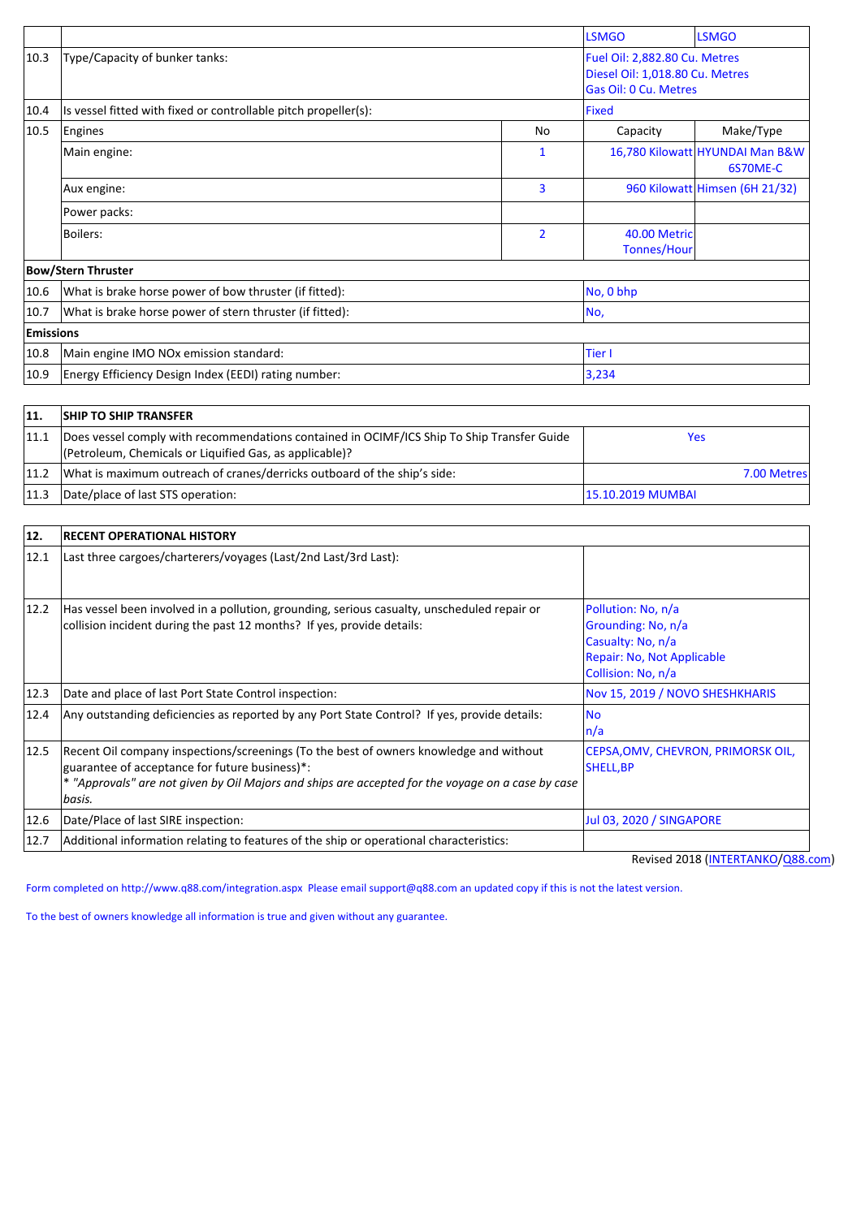| | | | | | |
|---|---|---|---|---|---|
| | | | | LSMGO | LSMGO |
| 10.3 | Type/Capacity of bunker tanks: | | | Fuel Oil: 2,882.80 Cu. Metres<br>Diesel Oil: 1,018.80 Cu. Metres<br>Gas Oil: 0 Cu. Metres | |
| 10.4 | Is vessel fitted with fixed or controllable pitch propeller(s): | | | Fixed | |
| 10.5 | Engines | | No | Capacity | Make/Type |
| | Main engine: | | 1 | 16,780 Kilowatt | HYUNDAI Man B&W 6S70ME-C |
| | Aux engine: | | 3 | 960 Kilowatt | Himsen (6H 21/32) |
| | Power packs: | | | | |
| | Boilers: | | 2 | 40.00 Metric Tonnes/Hour | |
| **Bow/Stern Thruster** | | | | | |
| 10.6 | What is brake horse power of bow thruster (if fitted): | | | No, 0 bhp | |
| 10.7 | What is brake horse power of stern thruster (if fitted): | | | No, | |
| **Emissions** | | | | | |
| 10.8 | Main engine IMO NOx emission standard: | | | Tier I | |
| 10.9 | Energy Efficiency Design Index (EEDI) rating number: | | | 3,234 | |

| | | |
|---|---|---|
| **11.** | **SHIP TO SHIP TRANSFER** | |
| 11.1 | Does vessel comply with recommendations contained in OCIMF/ICS Ship To Ship Transfer Guide (Petroleum, Chemicals or Liquified Gas, as applicable)? | Yes |
| 11.2 | What is maximum outreach of cranes/derricks outboard of the ship's side: | 7.00 Metres |
| 11.3 | Date/place of last STS operation: | 15.10.2019 MUMBAI |

| | | |
|---|---|---|
| **12.** | **RECENT OPERATIONAL HISTORY** | |
| 12.1 | Last three cargoes/charterers/voyages (Last/2nd Last/3rd Last): | |
| 12.2 | Has vessel been involved in a pollution, grounding, serious casualty, unscheduled repair or collision incident during the past 12 months? If yes, provide details: | Pollution: No, n/a<br>Grounding: No, n/a<br>Casualty: No, n/a<br>Repair: No, Not Applicable<br>Collision: No, n/a |
| 12.3 | Date and place of last Port State Control inspection: | Nov 15, 2019 / NOVO SHESHKHARIS |
| 12.4 | Any outstanding deficiencies as reported by any Port State Control? If yes, provide details: | No<br>n/a |
| 12.5 | Recent Oil company inspections/screenings (To the best of owners knowledge and without guarantee of acceptance for future business)*:<br>*\* "Approvals" are not given by Oil Majors and ships are accepted for the voyage on a case by case basis.* | CEPSA,OMV, CHEVRON, PRIMORSK OIL, SHELL,BP |
| 12.6 | Date/Place of last SIRE inspection: | Jul 03, 2020 / SINGAPORE |
| 12.7 | Additional information relating to features of the ship or operational characteristics: | |

Revised 2018 (INTERTANKO/Q88.com)

Form completed on http://www.q88.com/integration.aspx Please email support@q88.com an updated copy if this is not the latest version.

To the best of owners knowledge all information is true and given without any guarantee.